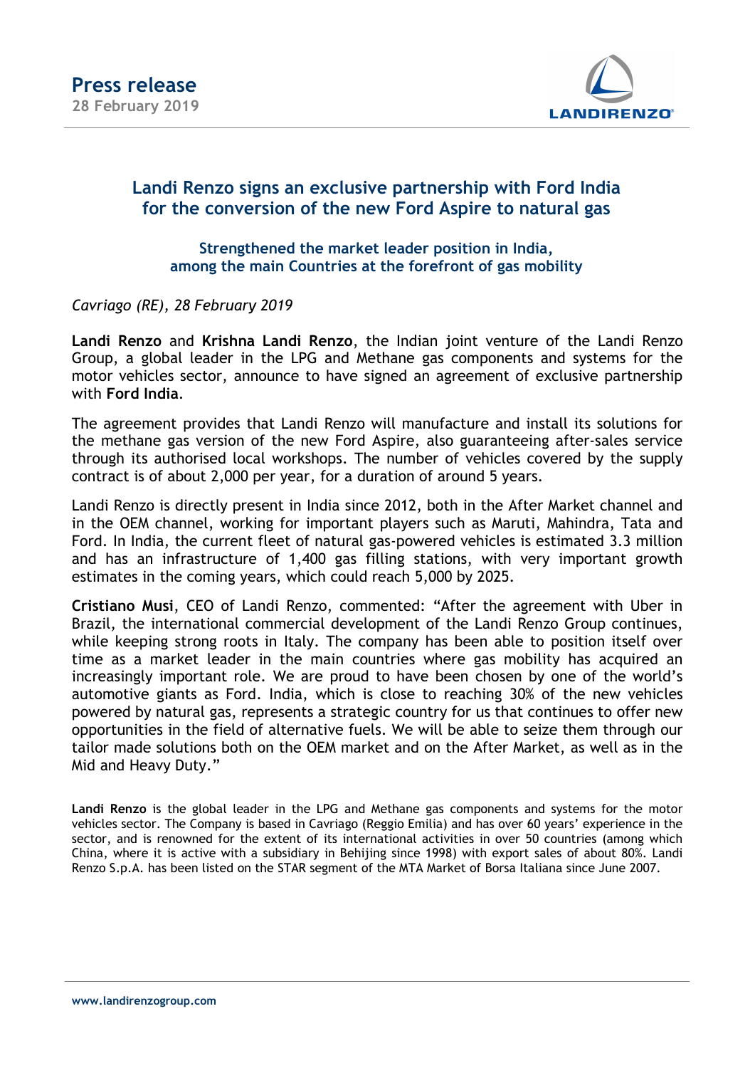# Press release

**28 February 2019**

## Landi Renzo signs an exclusive partnership with Ford India for the conversion of the new Ford Aspire to natural gas

### Strengthened the market leader position in India, among the main Countries at the forefront of gas mobility

*Cavriago (RE), 28 February 2019*

**Landi Renzo** and **Krishna Landi Renzo**, the Indian joint venture of the Landi Renzo Group, a global leader in the LPG and Methane gas components and systems for the motor vehicles sector, announce to have signed an agreement of exclusive partnership with **Ford India**.

The agreement provides that Landi Renzo will manufacture and install its solutions for the methane gas version of the new Ford Aspire, also guaranteeing after-sales service through its authorised local workshops. The number of vehicles covered by the supply contract is of about 2,000 per year, for a duration of around 5 years.

Landi Renzo is directly present in India since 2012, both in the After Market channel and in the OEM channel, working for important players such as Maruti, Mahindra, Tata and Ford. In India, the current fleet of natural gas-powered vehicles is estimated 3.3 million and has an infrastructure of 1,400 gas filling stations, with very important growth estimates in the coming years, which could reach 5,000 by 2025.

**Cristiano Musi**, CEO of Landi Renzo, commented: "After the agreement with Uber in Brazil, the international commercial development of the Landi Renzo Group continues, while keeping strong roots in Italy. The company has been able to position itself over time as a market leader in the main countries where gas mobility has acquired an increasingly important role. We are proud to have been chosen by one of the world's automotive giants as Ford. India, which is close to reaching 30% of the new vehicles powered by natural gas, represents a strategic country for us that continues to offer new opportunities in the field of alternative fuels. We will be able to seize them through our tailor made solutions both on the OEM market and on the After Market, as well as in the Mid and Heavy Duty."

**Landi Renzo** is the global leader in the LPG and Methane gas components and systems for the motor vehicles sector. The Company is based in Cavriago (Reggio Emilia) and has over 60 years' experience in the sector, and is renowned for the extent of its international activities in over 50 countries (among which China, where it is active with a subsidiary in Behijing since 1998) with export sales of about 80%. Landi Renzo S.p.A. has been listed on the STAR segment of the MTA Market of Borsa Italiana since June 2007.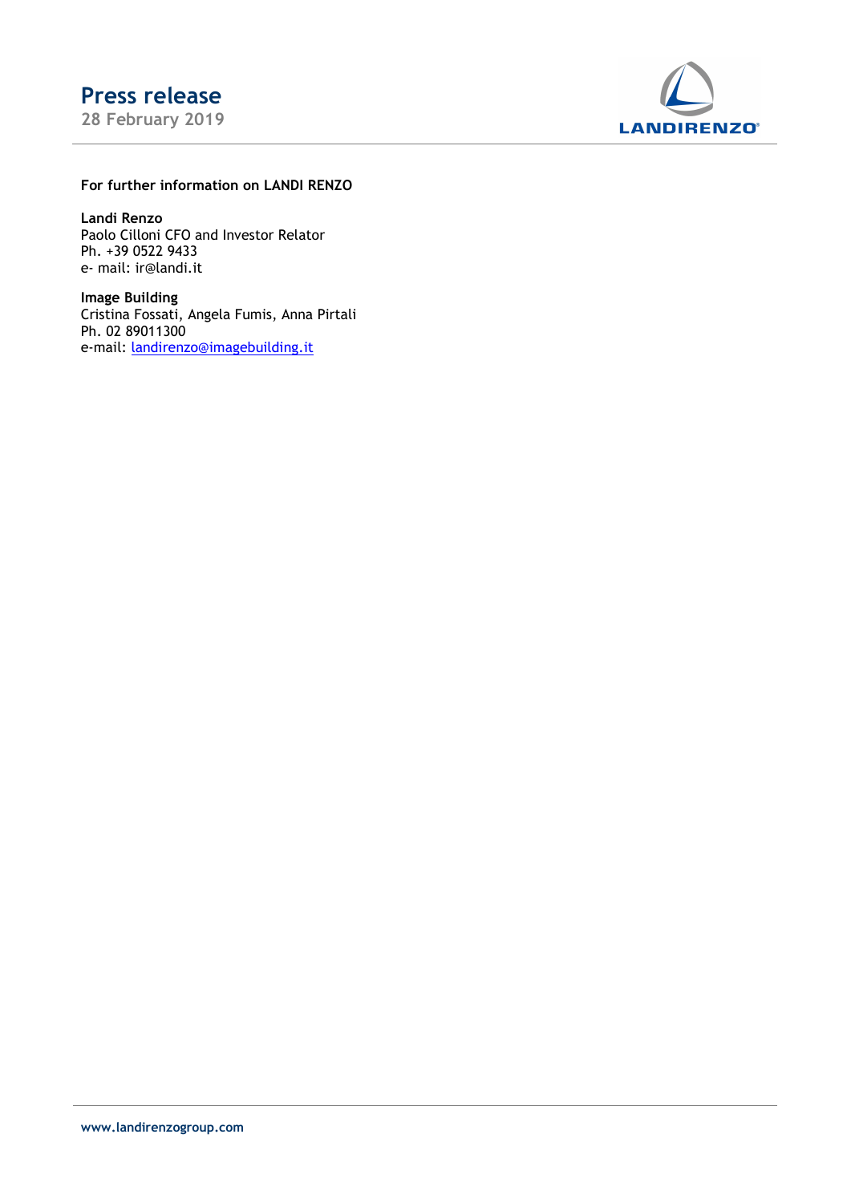**For further information on LANDI RENZO**

**Landi Renzo**
Paolo Cilloni CFO and Investor Relator
Ph. +39 0522 9433
e- mail: ir@landi.it

**Image Building**
Cristina Fossati, Angela Fumis, Anna Pirtali
Ph. 02 89011300
e-mail: landirenzo@imagebuilding.it